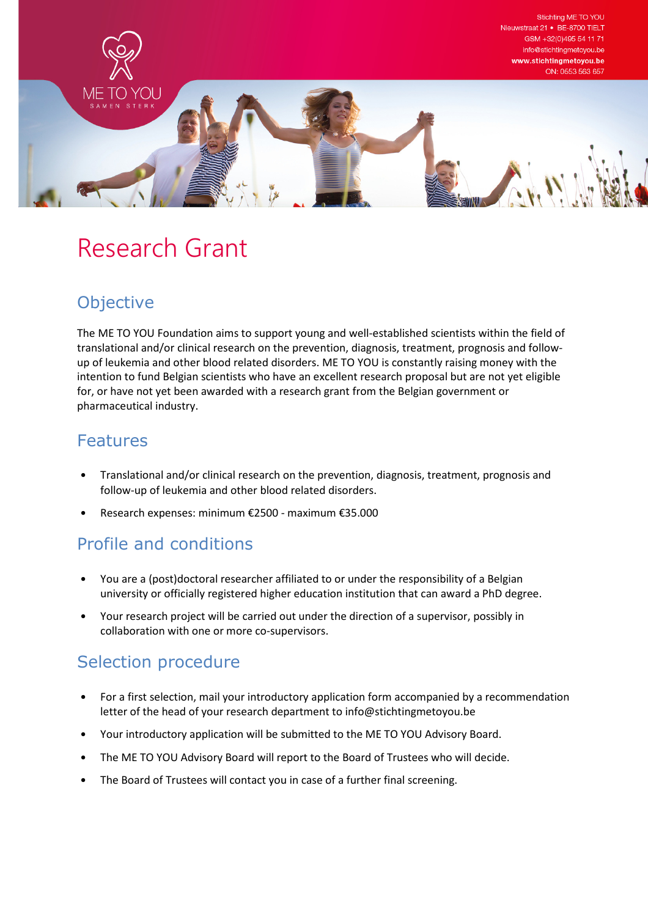Stichting ME TO YOU
Nieuwstraat 21 • BE-8700 TIELT
GSM +32(0)495 54 11 71
info@stichtingmetoyou.be
**www.stichtingmetoyou.be**
ON: 0553 563 657

ME TO YOU
SAMEN STERK

# Research Grant

## Objective

The ME TO YOU Foundation aims to support young and well-established scientists within the field of translational and/or clinical research on the prevention, diagnosis, treatment, prognosis and follow-up of leukemia and other blood related disorders. ME TO YOU is constantly raising money with the intention to fund Belgian scientists who have an excellent research proposal but are not yet eligible for, or have not yet been awarded with a research grant from the Belgian government or pharmaceutical industry.

## Features

- Translational and/or clinical research on the prevention, diagnosis, treatment, prognosis and follow-up of leukemia and other blood related disorders.
- Research expenses: minimum €2500 - maximum €35.000

## Profile and conditions

- You are a (post)doctoral researcher affiliated to or under the responsibility of a Belgian university or officially registered higher education institution that can award a PhD degree.
- Your research project will be carried out under the direction of a supervisor, possibly in collaboration with one or more co-supervisors.

## Selection procedure

- For a first selection, mail your introductory application form accompanied by a recommendation letter of the head of your research department to info@stichtingmetoyou.be
- Your introductory application will be submitted to the ME TO YOU Advisory Board.
- The ME TO YOU Advisory Board will report to the Board of Trustees who will decide.
- The Board of Trustees will contact you in case of a further final screening.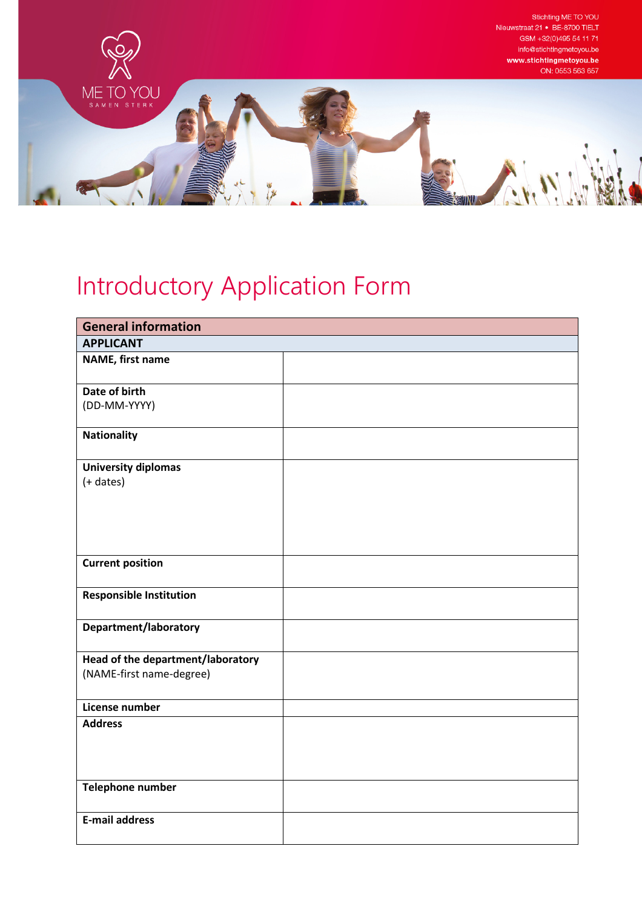Stichting ME TO YOU
Nieuwstraat 21 • BE-8700 TIELT
GSM +32(0)495 54 11 71
info@stichtingmetoyou.be
**www.stichtingmetoyou.be**
ON: 0553 563 657

ME TO YOU
SAMEN STERK

# Introductory Application Form

| **General information** | |
|---|---|
| **APPLICANT** | |
| **NAME, first name** | |
| **Date of birth** (DD-MM-YYYY) | |
| **Nationality** | |
| **University diplomas** (+ dates) | |
| **Current position** | |
| **Responsible Institution** | |
| **Department/laboratory** | |
| **Head of the department/laboratory** (NAME-first name-degree) | |
| **License number** | |
| **Address** | |
| **Telephone number** | |
| **E-mail address** | |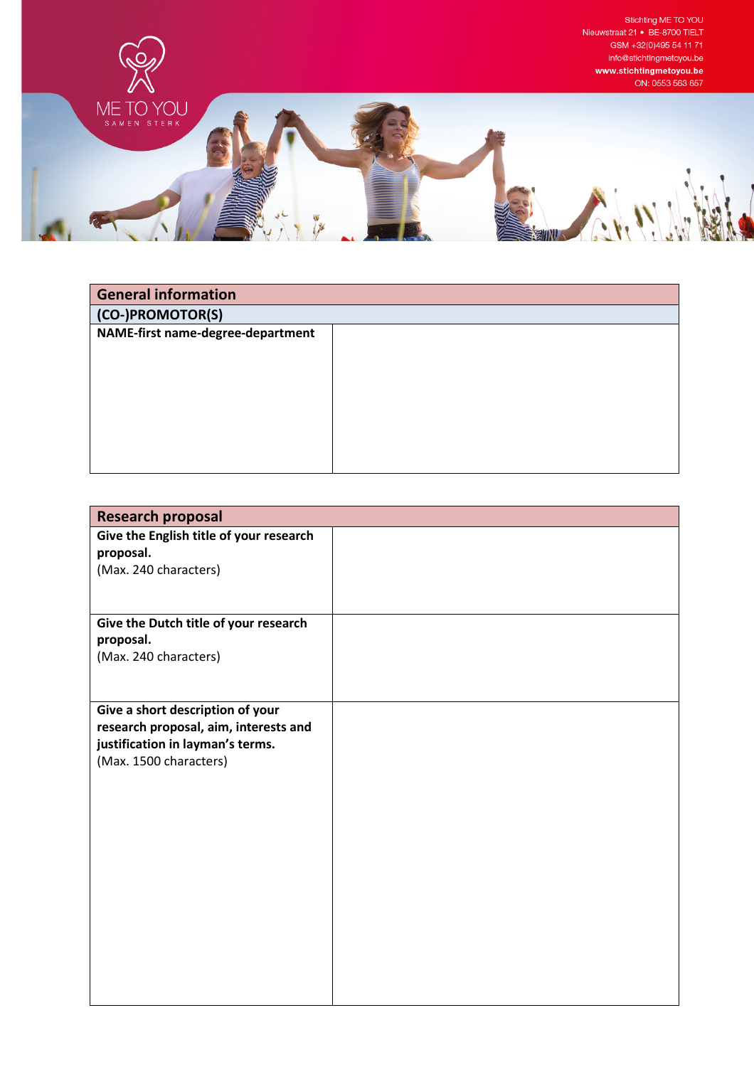Stichting ME TO YOU
Nieuwstraat 21 • BE-8700 TIELT
GSM +32(0)495 54 11 71
info@stichtingmetoyou.be
www.stichtingmetoyou.be
ON: 0553 563 657

ME TO YOU
SAMEN STERK

| General information | |
|---|---|
| **(CO-)PROMOTOR(S)** | |
| **NAME-first name-degree-department** | |

| Research proposal | |
|---|---|
| **Give the English title of your research proposal.** (Max. 240 characters) | |
| **Give the Dutch title of your research proposal.** (Max. 240 characters) | |
| **Give a short description of your research proposal, aim, interests and justification in layman's terms.** (Max. 1500 characters) | |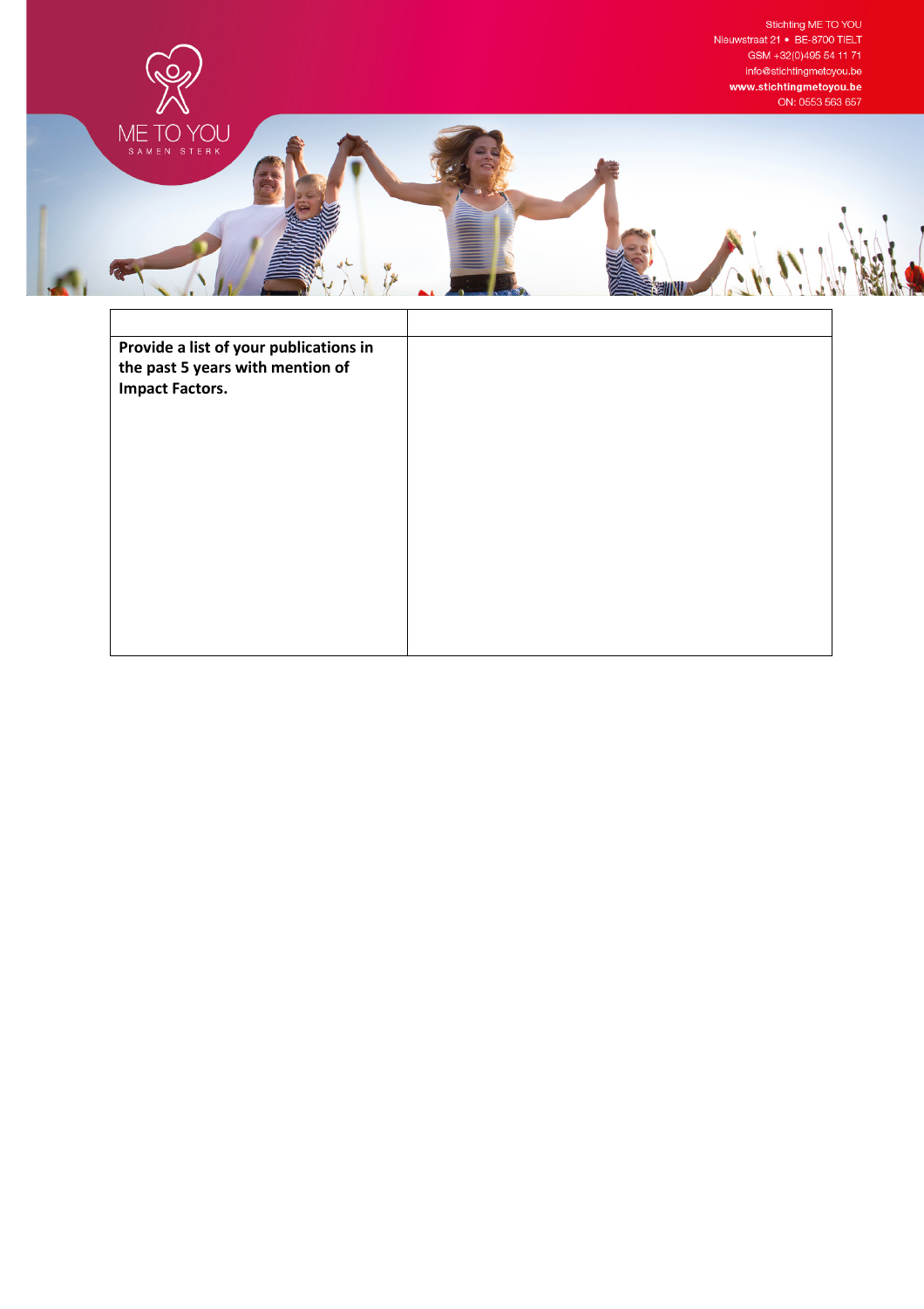| | |
|---|---|
| **Provide a list of your publications in the past 5 years with mention of Impact Factors.** | |